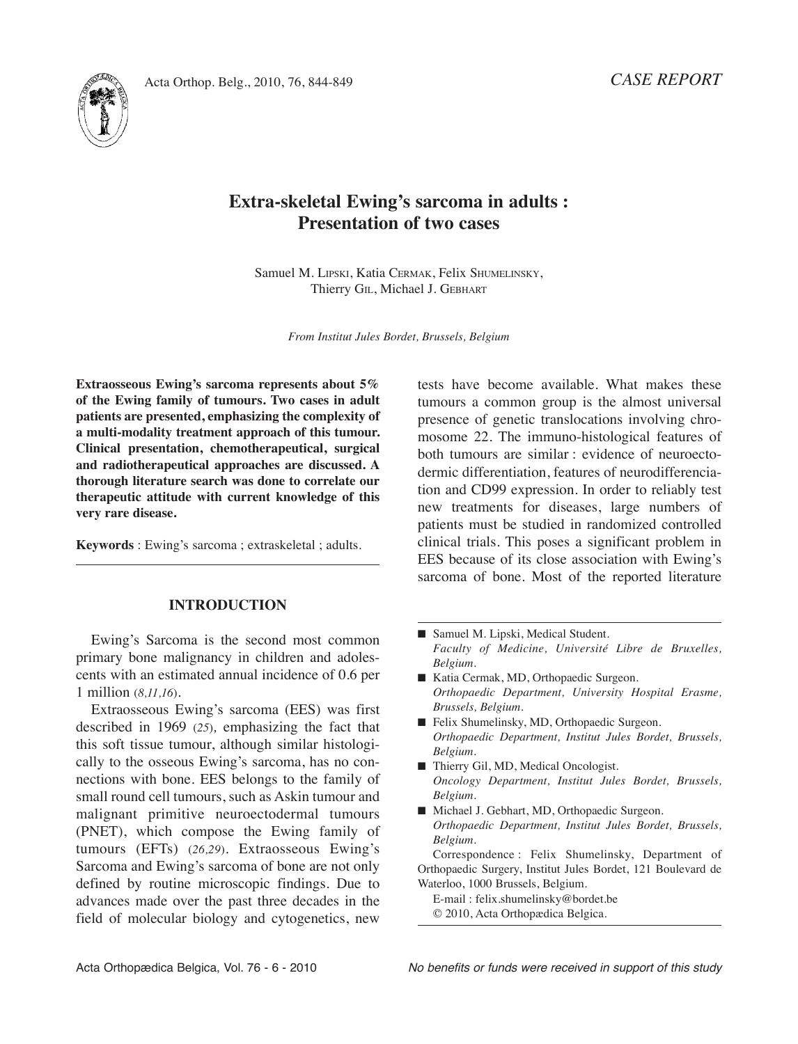*CASE REPORT*

# Extra-skeletal Ewing's sarcoma in adults : Presentation of two cases

Samuel M. Lipski, Katia Cermak, Felix Shumelinsky, Thierry Gil, Michael J. Gebhart

*From Institut Jules Bordet, Brussels, Belgium*

**Extraosseous Ewing's sarcoma represents about 5% of the Ewing family of tumours. Two cases in adult patients are presented, emphasizing the complexity of a multi-modality treatment approach of this tumour. Clinical presentation, chemotherapeutical, surgical and radiotherapeutical approaches are discussed. A thorough literature search was done to correlate our therapeutic attitude with current knowledge of this very rare disease.**

**Keywords** : Ewing's sarcoma ; extraskeletal ; adults.

## INTRODUCTION

Ewing's Sarcoma is the second most common primary bone malignancy in children and adolescents with an estimated annual incidence of 0.6 per 1 million (*8,11,16*).

Extraosseous Ewing's sarcoma (EES) was first described in 1969 (*25*), emphasizing the fact that this soft tissue tumour, although similar histologically to the osseous Ewing's sarcoma, has no connections with bone. EES belongs to the family of small round cell tumours, such as Askin tumour and malignant primitive neuroectodermal tumours (PNET), which compose the Ewing family of tumours (EFTs) (*26,29*). Extraosseous Ewing's Sarcoma and Ewing's sarcoma of bone are not only defined by routine microscopic findings. Due to advances made over the past three decades in the field of molecular biology and cytogenetics, new tests have become available. What makes these tumours a common group is the almost universal presence of genetic translocations involving chromosome 22. The immuno-histological features of both tumours are similar : evidence of neuroectodermic differentiation, features of neurodifferenciation and CD99 expression. In order to reliably test new treatments for diseases, large numbers of patients must be studied in randomized controlled clinical trials. This poses a significant problem in EES because of its close association with Ewing's sarcoma of bone. Most of the reported literature

---

- Samuel M. Lipski, Medical Student.
  *Faculty of Medicine, Université Libre de Bruxelles, Belgium.*
- Katia Cermak, MD, Orthopaedic Surgeon.
  *Orthopaedic Department, University Hospital Erasme, Brussels, Belgium.*
- Felix Shumelinsky, MD, Orthopaedic Surgeon.
  *Orthopaedic Department, Institut Jules Bordet, Brussels, Belgium.*
- Thierry Gil, MD, Medical Oncologist.
  *Oncology Department, Institut Jules Bordet, Brussels, Belgium.*
- Michael J. Gebhart, MD, Orthopaedic Surgeon.
  *Orthopaedic Department, Institut Jules Bordet, Brussels, Belgium.*

Correspondence : Felix Shumelinsky, Department of Orthopaedic Surgery, Institut Jules Bordet, 121 Boulevard de Waterloo, 1000 Brussels, Belgium.

E-mail : felix.shumelinsky@bordet.be

© 2010, Acta Orthopædica Belgica.

*No benefits or funds were received in support of this study*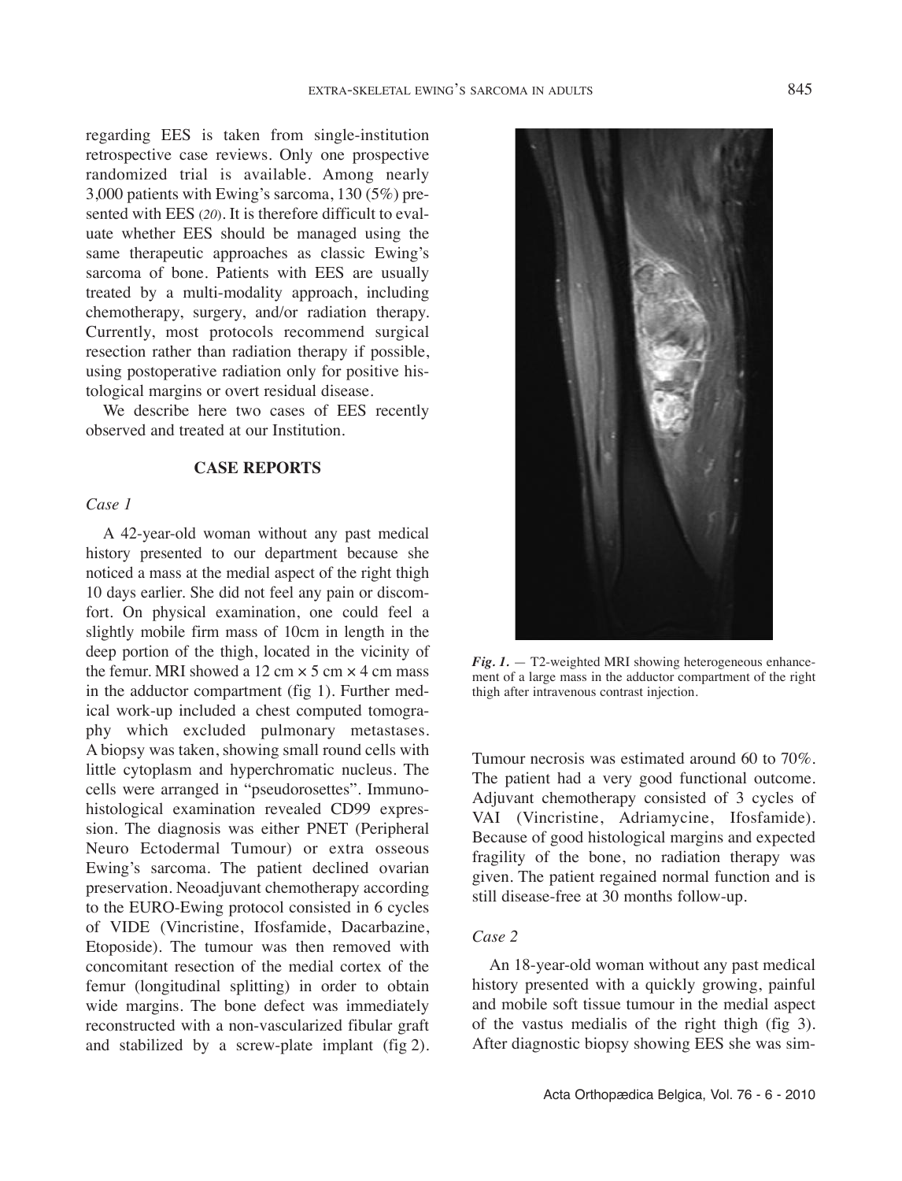regarding EES is taken from single-institution retrospective case reviews. Only one prospective randomized trial is available. Among nearly 3,000 patients with Ewing's sarcoma, 130 (5%) presented with EES (20). It is therefore difficult to evaluate whether EES should be managed using the same therapeutic approaches as classic Ewing's sarcoma of bone. Patients with EES are usually treated by a multi-modality approach, including chemotherapy, surgery, and/or radiation therapy. Currently, most protocols recommend surgical resection rather than radiation therapy if possible, using postoperative radiation only for positive histological margins or overt residual disease.

We describe here two cases of EES recently observed and treated at our Institution.

## CASE REPORTS

### *Case 1*

A 42-year-old woman without any past medical history presented to our department because she noticed a mass at the medial aspect of the right thigh 10 days earlier. She did not feel any pain or discomfort. On physical examination, one could feel a slightly mobile firm mass of 10cm in length in the deep portion of the thigh, located in the vicinity of the femur. MRI showed a 12 cm × 5 cm × 4 cm mass in the adductor compartment (fig 1). Further medical work-up included a chest computed tomography which excluded pulmonary metastases. A biopsy was taken, showing small round cells with little cytoplasm and hyperchromatic nucleus. The cells were arranged in "pseudorosettes". Immunohistological examination revealed CD99 expression. The diagnosis was either PNET (Peripheral Neuro Ectodermal Tumour) or extra osseous Ewing's sarcoma. The patient declined ovarian preservation. Neoadjuvant chemotherapy according to the EURO-Ewing protocol consisted in 6 cycles of VIDE (Vincristine, Ifosfamide, Dacarbazine, Etoposide). The tumour was then removed with concomitant resection of the medial cortex of the femur (longitudinal splitting) in order to obtain wide margins. The bone defect was immediately reconstructed with a non-vascularized fibular graft and stabilized by a screw-plate implant (fig 2). Tumour necrosis was estimated around 60 to 70%. The patient had a very good functional outcome. Adjuvant chemotherapy consisted of 3 cycles of VAI (Vincristine, Adriamycine, Ifosfamide). Because of good histological margins and expected fragility of the bone, no radiation therapy was given. The patient regained normal function and is still disease-free at 30 months follow-up.

*Fig. 1.* — T2-weighted MRI showing heterogeneous enhancement of a large mass in the adductor compartment of the right thigh after intravenous contrast injection.

### *Case 2*

An 18-year-old woman without any past medical history presented with a quickly growing, painful and mobile soft tissue tumour in the medial aspect of the vastus medialis of the right thigh (fig 3). After diagnostic biopsy showing EES she was sim-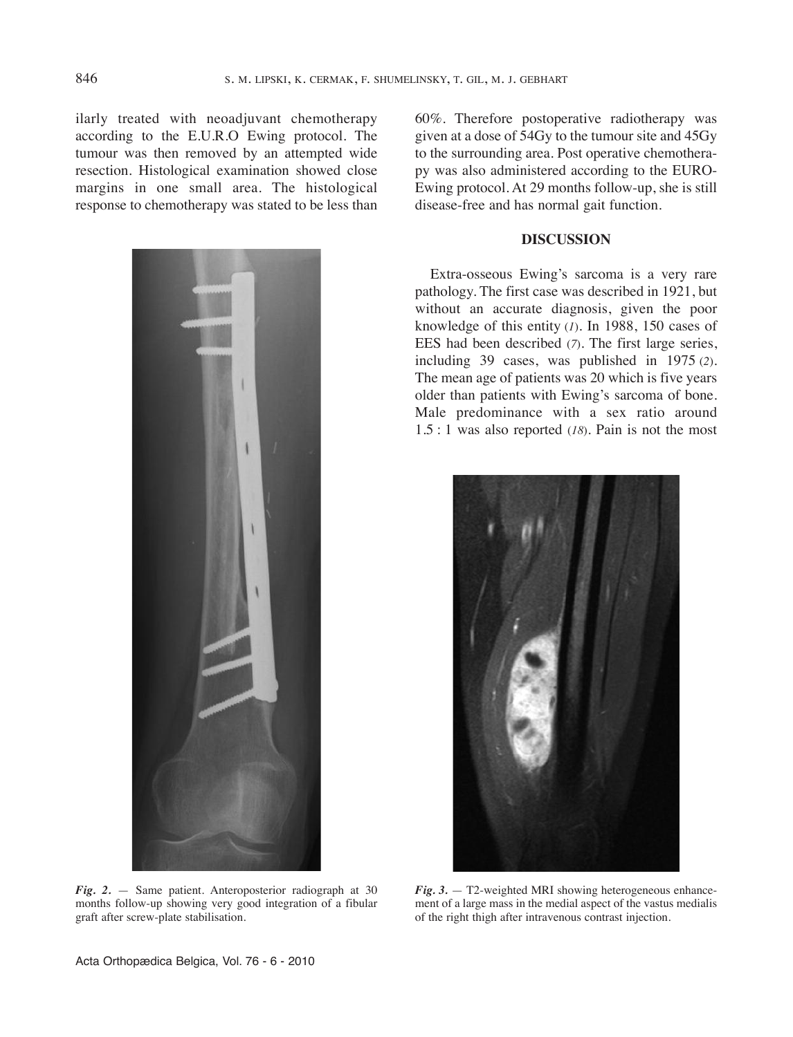ilarly treated with neoadjuvant chemotherapy according to the E.U.R.O Ewing protocol. The tumour was then removed by an attempted wide resection. Histological examination showed close margins in one small area. The histological response to chemotherapy was stated to be less than 60%. Therefore postoperative radiotherapy was given at a dose of 54Gy to the tumour site and 45Gy to the surrounding area. Post operative chemotherapy was also administered according to the EURO-Ewing protocol. At 29 months follow-up, she is still disease-free and has normal gait function.

*Fig. 2.* — Same patient. Anteroposterior radiograph at 30 months follow-up showing very good integration of a fibular graft after screw-plate stabilisation.

## DISCUSSION

Extra-osseous Ewing's sarcoma is a very rare pathology. The first case was described in 1921, but without an accurate diagnosis, given the poor knowledge of this entity (1). In 1988, 150 cases of EES had been described (7). The first large series, including 39 cases, was published in 1975 (2). The mean age of patients was 20 which is five years older than patients with Ewing's sarcoma of bone. Male predominance with a sex ratio around 1.5 : 1 was also reported (18). Pain is not the most

*Fig. 3.* — T2-weighted MRI showing heterogeneous enhancement of a large mass in the medial aspect of the vastus medialis of the right thigh after intravenous contrast injection.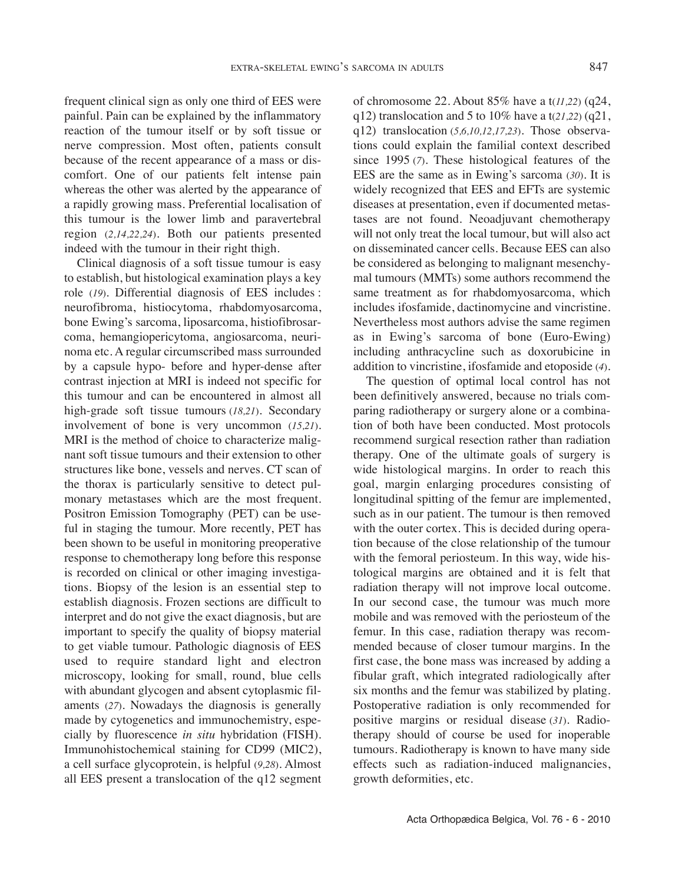frequent clinical sign as only one third of EES were painful. Pain can be explained by the inflammatory reaction of the tumour itself or by soft tissue or nerve compression. Most often, patients consult because of the recent appearance of a mass or discomfort. One of our patients felt intense pain whereas the other was alerted by the appearance of a rapidly growing mass. Preferential localisation of this tumour is the lower limb and paravertebral region (*2,14,22,24*). Both our patients presented indeed with the tumour in their right thigh.

Clinical diagnosis of a soft tissue tumour is easy to establish, but histological examination plays a key role (*19*). Differential diagnosis of EES includes : neurofibroma, histiocytoma, rhabdomyosarcoma, bone Ewing's sarcoma, liposarcoma, histiofibrosarcoma, hemangiopericytoma, angiosarcoma, neurinoma etc. A regular circumscribed mass surrounded by a capsule hypo- before and hyper-dense after contrast injection at MRI is indeed not specific for this tumour and can be encountered in almost all high-grade soft tissue tumours (*18,21*). Secondary involvement of bone is very uncommon (*15,21*). MRI is the method of choice to characterize malignant soft tissue tumours and their extension to other structures like bone, vessels and nerves. CT scan of the thorax is particularly sensitive to detect pulmonary metastases which are the most frequent. Positron Emission Tomography (PET) can be useful in staging the tumour. More recently, PET has been shown to be useful in monitoring preoperative response to chemotherapy long before this response is recorded on clinical or other imaging investigations. Biopsy of the lesion is an essential step to establish diagnosis. Frozen sections are difficult to interpret and do not give the exact diagnosis, but are important to specify the quality of biopsy material to get viable tumour. Pathologic diagnosis of EES used to require standard light and electron microscopy, looking for small, round, blue cells with abundant glycogen and absent cytoplasmic filaments (*27*). Nowadays the diagnosis is generally made by cytogenetics and immunochemistry, especially by fluorescence *in situ* hybridation (FISH). Immunohistochemical staining for CD99 (MIC2), a cell surface glycoprotein, is helpful (*9,28*). Almost all EES present a translocation of the q12 segment of chromosome 22. About 85% have a t(*11,22*) (q24, q12) translocation and 5 to 10% have a t(*21,22*) (q21, q12) translocation (*5,6,10,12,17,23*). Those observations could explain the familial context described since 1995 (*7*). These histological features of the EES are the same as in Ewing's sarcoma (*30*). It is widely recognized that EES and EFTs are systemic diseases at presentation, even if documented metastases are not found. Neoadjuvant chemotherapy will not only treat the local tumour, but will also act on disseminated cancer cells. Because EES can also be considered as belonging to malignant mesenchymal tumours (MMTs) some authors recommend the same treatment as for rhabdomyosarcoma, which includes ifosfamide, dactinomycine and vincristine. Nevertheless most authors advise the same regimen as in Ewing's sarcoma of bone (Euro-Ewing) including anthracycline such as doxorubicine in addition to vincristine, ifosfamide and etoposide (*4*).

The question of optimal local control has not been definitively answered, because no trials comparing radiotherapy or surgery alone or a combination of both have been conducted. Most protocols recommend surgical resection rather than radiation therapy. One of the ultimate goals of surgery is wide histological margins. In order to reach this goal, margin enlarging procedures consisting of longitudinal spitting of the femur are implemented, such as in our patient. The tumour is then removed with the outer cortex. This is decided during operation because of the close relationship of the tumour with the femoral periosteum. In this way, wide histological margins are obtained and it is felt that radiation therapy will not improve local outcome. In our second case, the tumour was much more mobile and was removed with the periosteum of the femur. In this case, radiation therapy was recommended because of closer tumour margins. In the first case, the bone mass was increased by adding a fibular graft, which integrated radiologically after six months and the femur was stabilized by plating. Postoperative radiation is only recommended for positive margins or residual disease (*31*). Radiotherapy should of course be used for inoperable tumours. Radiotherapy is known to have many side effects such as radiation-induced malignancies, growth deformities, etc.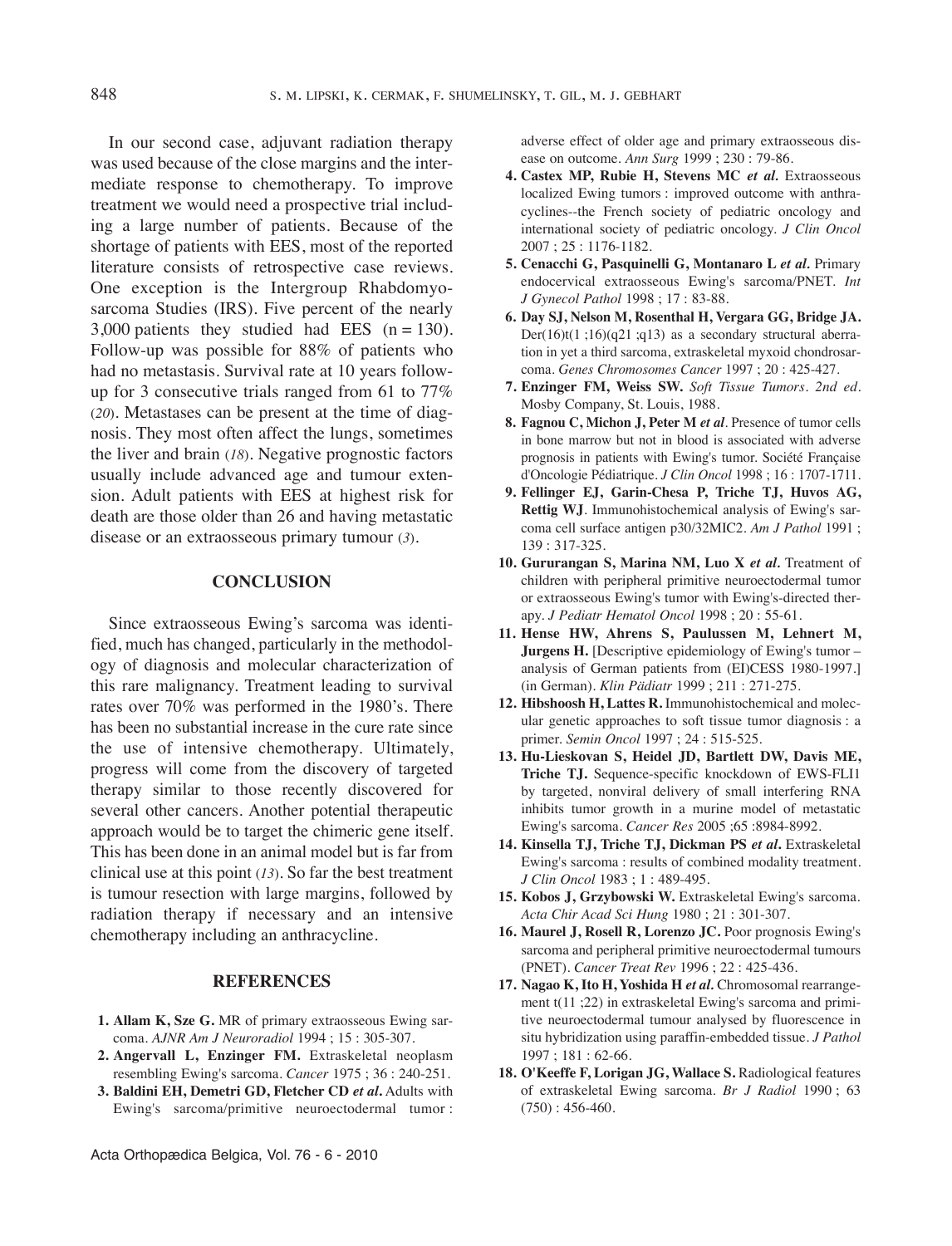In our second case, adjuvant radiation therapy was used because of the close margins and the intermediate response to chemotherapy. To improve treatment we would need a prospective trial including a large number of patients. Because of the shortage of patients with EES, most of the reported literature consists of retrospective case reviews. One exception is the Intergroup Rhabdomyosarcoma Studies (IRS). Five percent of the nearly 3,000 patients they studied had EES (n = 130). Follow-up was possible for 88% of patients who had no metastasis. Survival rate at 10 years follow-up for 3 consecutive trials ranged from 61 to 77% (*20*). Metastases can be present at the time of diagnosis. They most often affect the lungs, sometimes the liver and brain (*18*). Negative prognostic factors usually include advanced age and tumour extension. Adult patients with EES at highest risk for death are those older than 26 and having metastatic disease or an extraosseous primary tumour (*3*).

## CONCLUSION

Since extraosseous Ewing's sarcoma was identified, much has changed, particularly in the methodology of diagnosis and molecular characterization of this rare malignancy. Treatment leading to survival rates over 70% was performed in the 1980's. There has been no substantial increase in the cure rate since the use of intensive chemotherapy. Ultimately, progress will come from the discovery of targeted therapy similar to those recently discovered for several other cancers. Another potential therapeutic approach would be to target the chimeric gene itself. This has been done in an animal model but is far from clinical use at this point (*13*). So far the best treatment is tumour resection with large margins, followed by radiation therapy if necessary and an intensive chemotherapy including an anthracycline.

## REFERENCES

1. **Allam K, Sze G.** MR of primary extraosseous Ewing sarcoma. *AJNR Am J Neuroradiol* 1994 ; 15 : 305-307.
2. **Angervall L, Enzinger FM.** Extraskeletal neoplasm resembling Ewing's sarcoma. *Cancer* 1975 ; 36 : 240-251.
3. **Baldini EH, Demetri GD, Fletcher CD *et al*.** Adults with Ewing's sarcoma/primitive neuroectodermal tumor : adverse effect of older age and primary extraosseous disease on outcome. *Ann Surg* 1999 ; 230 : 79-86.
4. **Castex MP, Rubie H, Stevens MC *et al.*** Extraosseous localized Ewing tumors : improved outcome with anthracyclines--the French society of pediatric oncology and international society of pediatric oncology. *J Clin Oncol* 2007 ; 25 : 1176-1182.
5. **Cenacchi G, Pasquinelli G, Montanaro L *et al.*** Primary endocervical extraosseous Ewing's sarcoma/PNET. *Int J Gynecol Pathol* 1998 ; 17 : 83-88.
6. **Day SJ, Nelson M, Rosenthal H, Vergara GG, Bridge JA.** Der(16)t(1 ;16)(q21 ;q13) as a secondary structural aberration in yet a third sarcoma, extraskeletal myxoid chondrosarcoma. *Genes Chromosomes Cancer* 1997 ; 20 : 425-427.
7. **Enzinger FM, Weiss SW.** *Soft Tissue Tumors. 2nd ed.* Mosby Company, St. Louis, 1988.
8. **Fagnou C, Michon J, Peter M *et al*.** Presence of tumor cells in bone marrow but not in blood is associated with adverse prognosis in patients with Ewing's tumor. Société Française d'Oncologie Pédiatrique. *J Clin Oncol* 1998 ; 16 : 1707-1711.
9. **Fellinger EJ, Garin-Chesa P, Triche TJ, Huvos AG, Rettig WJ**. Immunohistochemical analysis of Ewing's sarcoma cell surface antigen p30/32MIC2. *Am J Pathol* 1991 ; 139 : 317-325.
10. **Gururangan S, Marina NM, Luo X *et al.*** Treatment of children with peripheral primitive neuroectodermal tumor or extraosseous Ewing's tumor with Ewing's-directed therapy. *J Pediatr Hematol Oncol* 1998 ; 20 : 55-61.
11. **Hense HW, Ahrens S, Paulussen M, Lehnert M, Jurgens H.** [Descriptive epidemiology of Ewing's tumor – analysis of German patients from (EI)CESS 1980-1997.] (in German). *Klin Pädiatr* 1999 ; 211 : 271-275.
12. **Hibshoosh H, Lattes R.** Immunohistochemical and molecular genetic approaches to soft tissue tumor diagnosis : a primer. *Semin Oncol* 1997 ; 24 : 515-525.
13. **Hu-Lieskovan S, Heidel JD, Bartlett DW, Davis ME, Triche TJ.** Sequence-specific knockdown of EWS-FLI1 by targeted, nonviral delivery of small interfering RNA inhibits tumor growth in a murine model of metastatic Ewing's sarcoma. *Cancer Res* 2005 ;65 :8984-8992.
14. **Kinsella TJ, Triche TJ, Dickman PS *et al.*** Extraskeletal Ewing's sarcoma : results of combined modality treatment. *J Clin Oncol* 1983 ; 1 : 489-495.
15. **Kobos J, Grzybowski W.** Extraskeletal Ewing's sarcoma. *Acta Chir Acad Sci Hung* 1980 ; 21 : 301-307.
16. **Maurel J, Rosell R, Lorenzo JC.** Poor prognosis Ewing's sarcoma and peripheral primitive neuroectodermal tumours (PNET). *Cancer Treat Rev* 1996 ; 22 : 425-436.
17. **Nagao K, Ito H, Yoshida H *et al.*** Chromosomal rearrangement t(11 ;22) in extraskeletal Ewing's sarcoma and primitive neuroectodermal tumour analysed by fluorescence in situ hybridization using paraffin-embedded tissue. *J Pathol* 1997 ; 181 : 62-66.
18. **O'Keeffe F, Lorigan JG, Wallace S.** Radiological features of extraskeletal Ewing sarcoma. *Br J Radiol* 1990 ; 63 (750) : 456-460.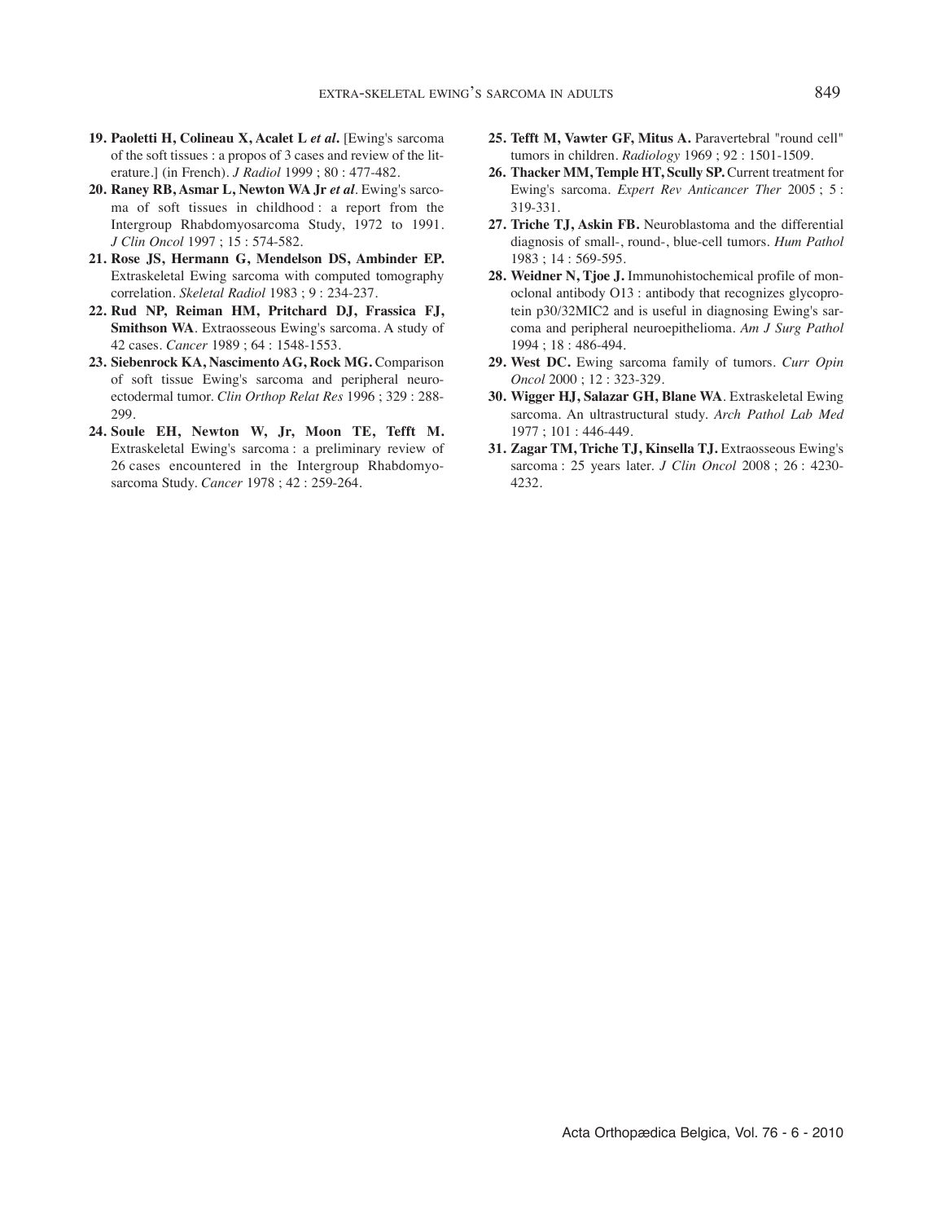19. **Paoletti H, Colineau X, Acalet L *et al*.** [Ewing's sarcoma of the soft tissues : a propos of 3 cases and review of the literature.] (in French). *J Radiol* 1999 ; 80 : 477-482.
20. **Raney RB, Asmar L, Newton WA Jr *et al*.** Ewing's sarcoma of soft tissues in childhood : a report from the Intergroup Rhabdomyosarcoma Study, 1972 to 1991. *J Clin Oncol* 1997 ; 15 : 574-582.
21. **Rose JS, Hermann G, Mendelson DS, Ambinder EP.** Extraskeletal Ewing sarcoma with computed tomography correlation. *Skeletal Radiol* 1983 ; 9 : 234-237.
22. **Rud NP, Reiman HM, Pritchard DJ, Frassica FJ, Smithson WA**. Extraosseous Ewing's sarcoma. A study of 42 cases. *Cancer* 1989 ; 64 : 1548-1553.
23. **Siebenrock KA, Nascimento AG, Rock MG.** Comparison of soft tissue Ewing's sarcoma and peripheral neuroectodermal tumor. *Clin Orthop Relat Res* 1996 ; 329 : 288-299.
24. **Soule EH, Newton W, Jr, Moon TE, Tefft M.** Extraskeletal Ewing's sarcoma : a preliminary review of 26 cases encountered in the Intergroup Rhabdomyosarcoma Study. *Cancer* 1978 ; 42 : 259-264.
25. **Tefft M, Vawter GF, Mitus A.** Paravertebral "round cell" tumors in children. *Radiology* 1969 ; 92 : 1501-1509.
26. **Thacker MM, Temple HT, Scully SP.** Current treatment for Ewing's sarcoma. *Expert Rev Anticancer Ther* 2005 ; 5 : 319-331.
27. **Triche TJ, Askin FB.** Neuroblastoma and the differential diagnosis of small-, round-, blue-cell tumors. *Hum Pathol* 1983 ; 14 : 569-595.
28. **Weidner N, Tjoe J.** Immunohistochemical profile of monoclonal antibody O13 : antibody that recognizes glycoprotein p30/32MIC2 and is useful in diagnosing Ewing's sarcoma and peripheral neuroepithelioma. *Am J Surg Pathol* 1994 ; 18 : 486-494.
29. **West DC.** Ewing sarcoma family of tumors. *Curr Opin Oncol* 2000 ; 12 : 323-329.
30. **Wigger HJ, Salazar GH, Blane WA**. Extraskeletal Ewing sarcoma. An ultrastructural study. *Arch Pathol Lab Med* 1977 ; 101 : 446-449.
31. **Zagar TM, Triche TJ, Kinsella TJ.** Extraosseous Ewing's sarcoma : 25 years later. *J Clin Oncol* 2008 ; 26 : 4230-4232.